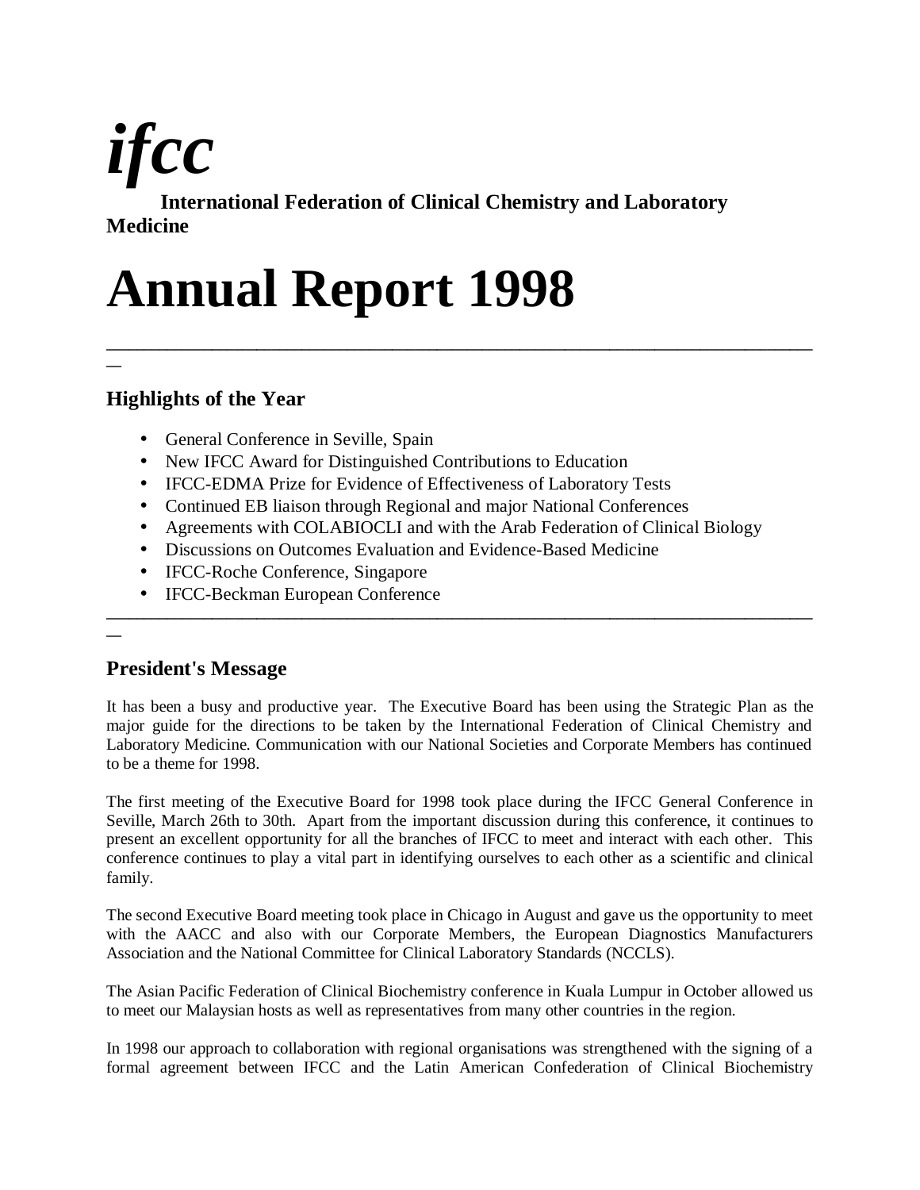*ifcc*

**International Federation of Clinical Chemistry and Laboratory Medicine**

# Annual Report 1998

---

## Highlights of the Year

- General Conference in Seville, Spain
- New IFCC Award for Distinguished Contributions to Education
- IFCC-EDMA Prize for Evidence of Effectiveness of Laboratory Tests
- Continued EB liaison through Regional and major National Conferences
- Agreements with COLABIOCLI and with the Arab Federation of Clinical Biology
- Discussions on Outcomes Evaluation and Evidence-Based Medicine
- IFCC-Roche Conference, Singapore
- IFCC-Beckman European Conference

---

## President's Message

It has been a busy and productive year. The Executive Board has been using the Strategic Plan as the major guide for the directions to be taken by the International Federation of Clinical Chemistry and Laboratory Medicine. Communication with our National Societies and Corporate Members has continued to be a theme for 1998.

The first meeting of the Executive Board for 1998 took place during the IFCC General Conference in Seville, March 26th to 30th. Apart from the important discussion during this conference, it continues to present an excellent opportunity for all the branches of IFCC to meet and interact with each other. This conference continues to play a vital part in identifying ourselves to each other as a scientific and clinical family.

The second Executive Board meeting took place in Chicago in August and gave us the opportunity to meet with the AACC and also with our Corporate Members, the European Diagnostics Manufacturers Association and the National Committee for Clinical Laboratory Standards (NCCLS).

The Asian Pacific Federation of Clinical Biochemistry conference in Kuala Lumpur in October allowed us to meet our Malaysian hosts as well as representatives from many other countries in the region.

In 1998 our approach to collaboration with regional organisations was strengthened with the signing of a formal agreement between IFCC and the Latin American Confederation of Clinical Biochemistry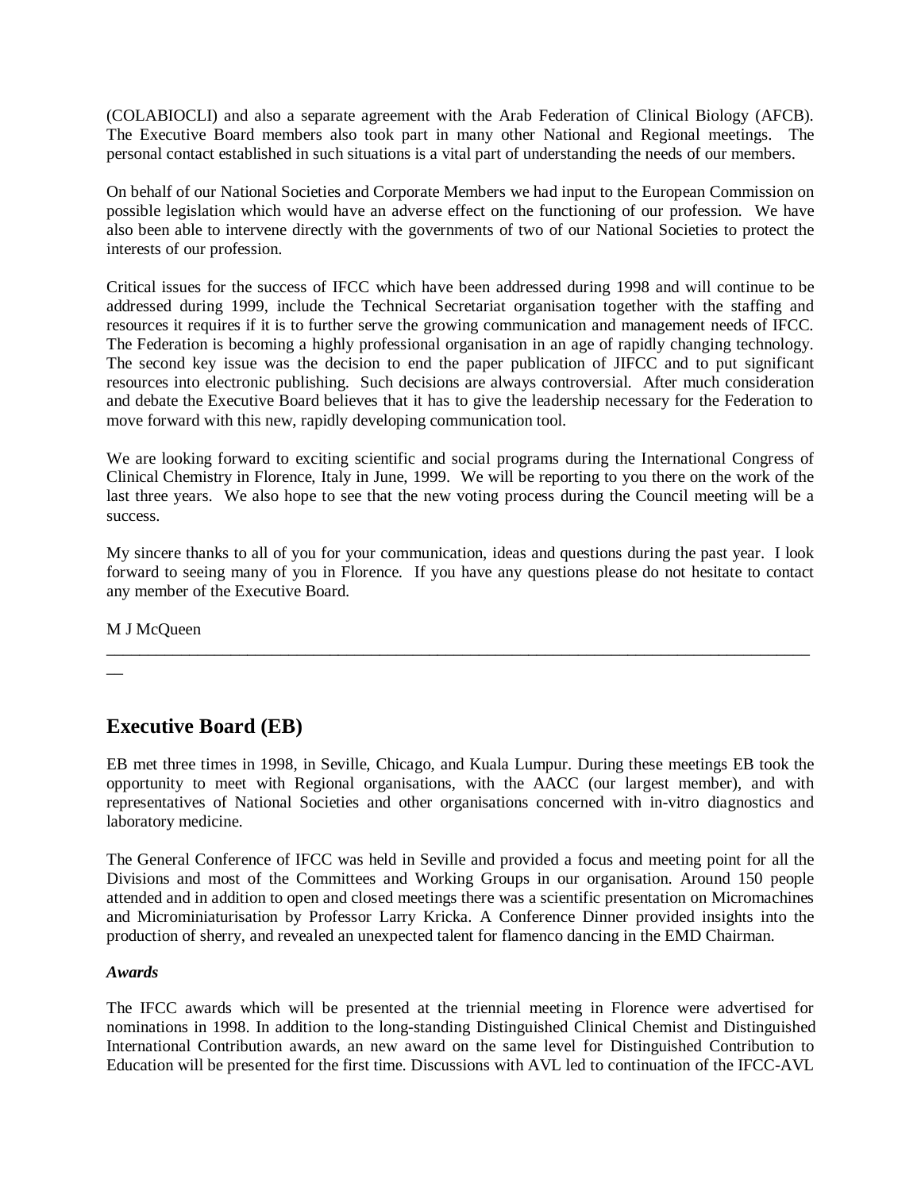(COLABIOCLI) and also a separate agreement with the Arab Federation of Clinical Biology (AFCB). The Executive Board members also took part in many other National and Regional meetings. The personal contact established in such situations is a vital part of understanding the needs of our members.

On behalf of our National Societies and Corporate Members we had input to the European Commission on possible legislation which would have an adverse effect on the functioning of our profession. We have also been able to intervene directly with the governments of two of our National Societies to protect the interests of our profession.

Critical issues for the success of IFCC which have been addressed during 1998 and will continue to be addressed during 1999, include the Technical Secretariat organisation together with the staffing and resources it requires if it is to further serve the growing communication and management needs of IFCC. The Federation is becoming a highly professional organisation in an age of rapidly changing technology. The second key issue was the decision to end the paper publication of JIFCC and to put significant resources into electronic publishing. Such decisions are always controversial. After much consideration and debate the Executive Board believes that it has to give the leadership necessary for the Federation to move forward with this new, rapidly developing communication tool.

We are looking forward to exciting scientific and social programs during the International Congress of Clinical Chemistry in Florence, Italy in June, 1999. We will be reporting to you there on the work of the last three years. We also hope to see that the new voting process during the Council meeting will be a success.

My sincere thanks to all of you for your communication, ideas and questions during the past year. I look forward to seeing many of you in Florence. If you have any questions please do not hesitate to contact any member of the Executive Board.

M J McQueen

---

## Executive Board (EB)

EB met three times in 1998, in Seville, Chicago, and Kuala Lumpur. During these meetings EB took the opportunity to meet with Regional organisations, with the AACC (our largest member), and with representatives of National Societies and other organisations concerned with in-vitro diagnostics and laboratory medicine.

The General Conference of IFCC was held in Seville and provided a focus and meeting point for all the Divisions and most of the Committees and Working Groups in our organisation. Around 150 people attended and in addition to open and closed meetings there was a scientific presentation on Micromachines and Microminiaturisation by Professor Larry Kricka. A Conference Dinner provided insights into the production of sherry, and revealed an unexpected talent for flamenco dancing in the EMD Chairman.

### *Awards*

The IFCC awards which will be presented at the triennial meeting in Florence were advertised for nominations in 1998. In addition to the long-standing Distinguished Clinical Chemist and Distinguished International Contribution awards, an new award on the same level for Distinguished Contribution to Education will be presented for the first time. Discussions with AVL led to continuation of the IFCC-AVL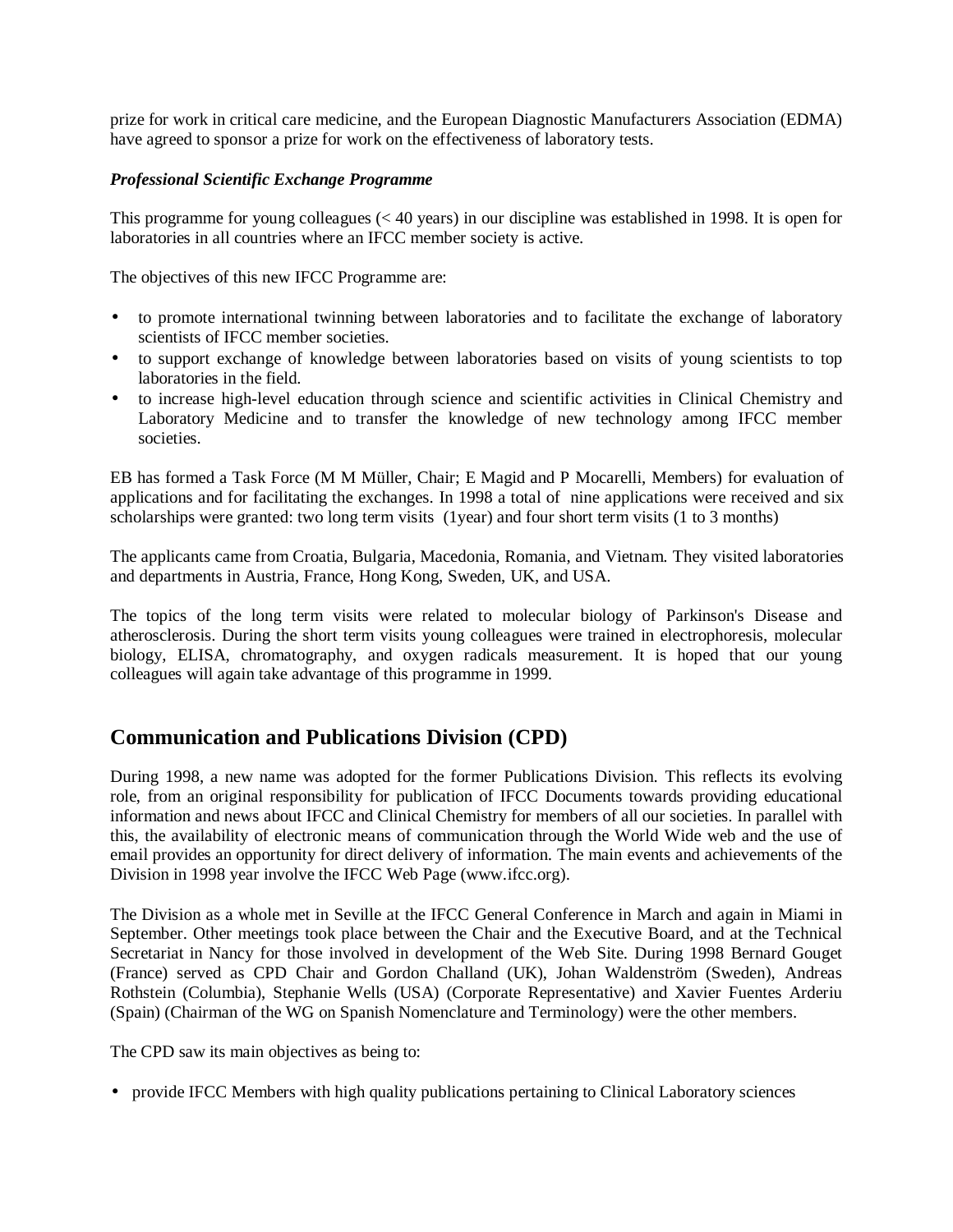prize for work in critical care medicine, and the European Diagnostic Manufacturers Association (EDMA) have agreed to sponsor a prize for work on the effectiveness of laboratory tests.

***Professional Scientific Exchange Programme***

This programme for young colleagues (< 40 years) in our discipline was established in 1998. It is open for laboratories in all countries where an IFCC member society is active.

The objectives of this new IFCC Programme are:

- to promote international twinning between laboratories and to facilitate the exchange of laboratory scientists of IFCC member societies.
- to support exchange of knowledge between laboratories based on visits of young scientists to top laboratories in the field.
- to increase high-level education through science and scientific activities in Clinical Chemistry and Laboratory Medicine and to transfer the knowledge of new technology among IFCC member societies.

EB has formed a Task Force (M M Müller, Chair; E Magid and P Mocarelli, Members) for evaluation of applications and for facilitating the exchanges. In 1998 a total of nine applications were received and six scholarships were granted: two long term visits (1year) and four short term visits (1 to 3 months)

The applicants came from Croatia, Bulgaria, Macedonia, Romania, and Vietnam. They visited laboratories and departments in Austria, France, Hong Kong, Sweden, UK, and USA.

The topics of the long term visits were related to molecular biology of Parkinson's Disease and atherosclerosis. During the short term visits young colleagues were trained in electrophoresis, molecular biology, ELISA, chromatography, and oxygen radicals measurement. It is hoped that our young colleagues will again take advantage of this programme in 1999.

## Communication and Publications Division (CPD)

During 1998, a new name was adopted for the former Publications Division. This reflects its evolving role, from an original responsibility for publication of IFCC Documents towards providing educational information and news about IFCC and Clinical Chemistry for members of all our societies. In parallel with this, the availability of electronic means of communication through the World Wide web and the use of email provides an opportunity for direct delivery of information. The main events and achievements of the Division in 1998 year involve the IFCC Web Page (www.ifcc.org).

The Division as a whole met in Seville at the IFCC General Conference in March and again in Miami in September. Other meetings took place between the Chair and the Executive Board, and at the Technical Secretariat in Nancy for those involved in development of the Web Site. During 1998 Bernard Gouget (France) served as CPD Chair and Gordon Challand (UK), Johan Waldenström (Sweden), Andreas Rothstein (Columbia), Stephanie Wells (USA) (Corporate Representative) and Xavier Fuentes Arderiu (Spain) (Chairman of the WG on Spanish Nomenclature and Terminology) were the other members.

The CPD saw its main objectives as being to:

- provide IFCC Members with high quality publications pertaining to Clinical Laboratory sciences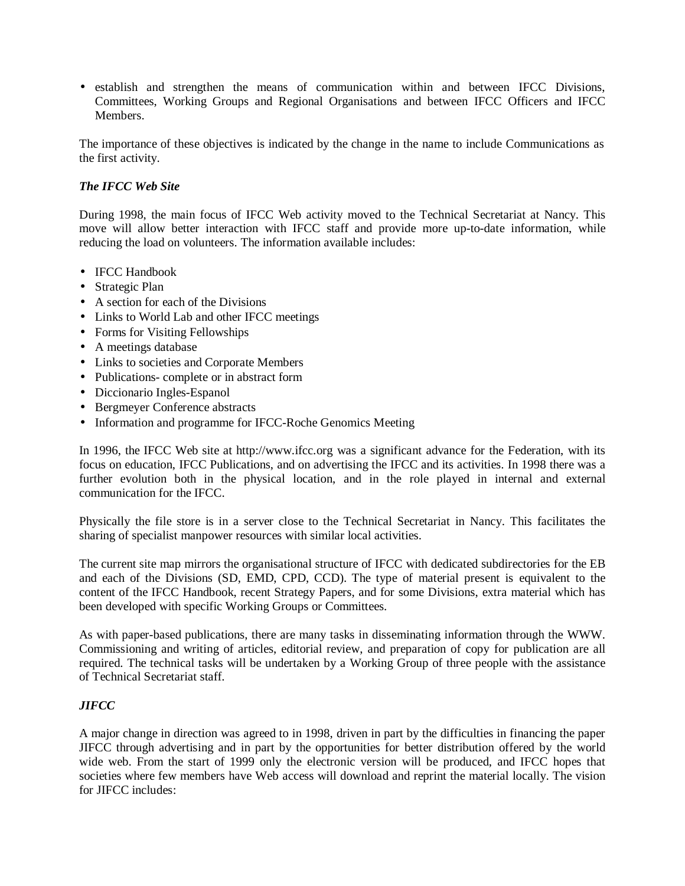- establish and strengthen the means of communication within and between IFCC Divisions, Committees, Working Groups and Regional Organisations and between IFCC Officers and IFCC Members.

The importance of these objectives is indicated by the change in the name to include Communications as the first activity.

***The IFCC Web Site***

During 1998, the main focus of IFCC Web activity moved to the Technical Secretariat at Nancy. This move will allow better interaction with IFCC staff and provide more up-to-date information, while reducing the load on volunteers. The information available includes:

- IFCC Handbook
- Strategic Plan
- A section for each of the Divisions
- Links to World Lab and other IFCC meetings
- Forms for Visiting Fellowships
- A meetings database
- Links to societies and Corporate Members
- Publications- complete or in abstract form
- Diccionario Ingles-Espanol
- Bergmeyer Conference abstracts
- Information and programme for IFCC-Roche Genomics Meeting

In 1996, the IFCC Web site at http://www.ifcc.org was a significant advance for the Federation, with its focus on education, IFCC Publications, and on advertising the IFCC and its activities. In 1998 there was a further evolution both in the physical location, and in the role played in internal and external communication for the IFCC.

Physically the file store is in a server close to the Technical Secretariat in Nancy. This facilitates the sharing of specialist manpower resources with similar local activities.

The current site map mirrors the organisational structure of IFCC with dedicated subdirectories for the EB and each of the Divisions (SD, EMD, CPD, CCD). The type of material present is equivalent to the content of the IFCC Handbook, recent Strategy Papers, and for some Divisions, extra material which has been developed with specific Working Groups or Committees.

As with paper-based publications, there are many tasks in disseminating information through the WWW. Commissioning and writing of articles, editorial review, and preparation of copy for publication are all required. The technical tasks will be undertaken by a Working Group of three people with the assistance of Technical Secretariat staff.

***JIFCC***

A major change in direction was agreed to in 1998, driven in part by the difficulties in financing the paper JIFCC through advertising and in part by the opportunities for better distribution offered by the world wide web. From the start of 1999 only the electronic version will be produced, and IFCC hopes that societies where few members have Web access will download and reprint the material locally. The vision for JIFCC includes: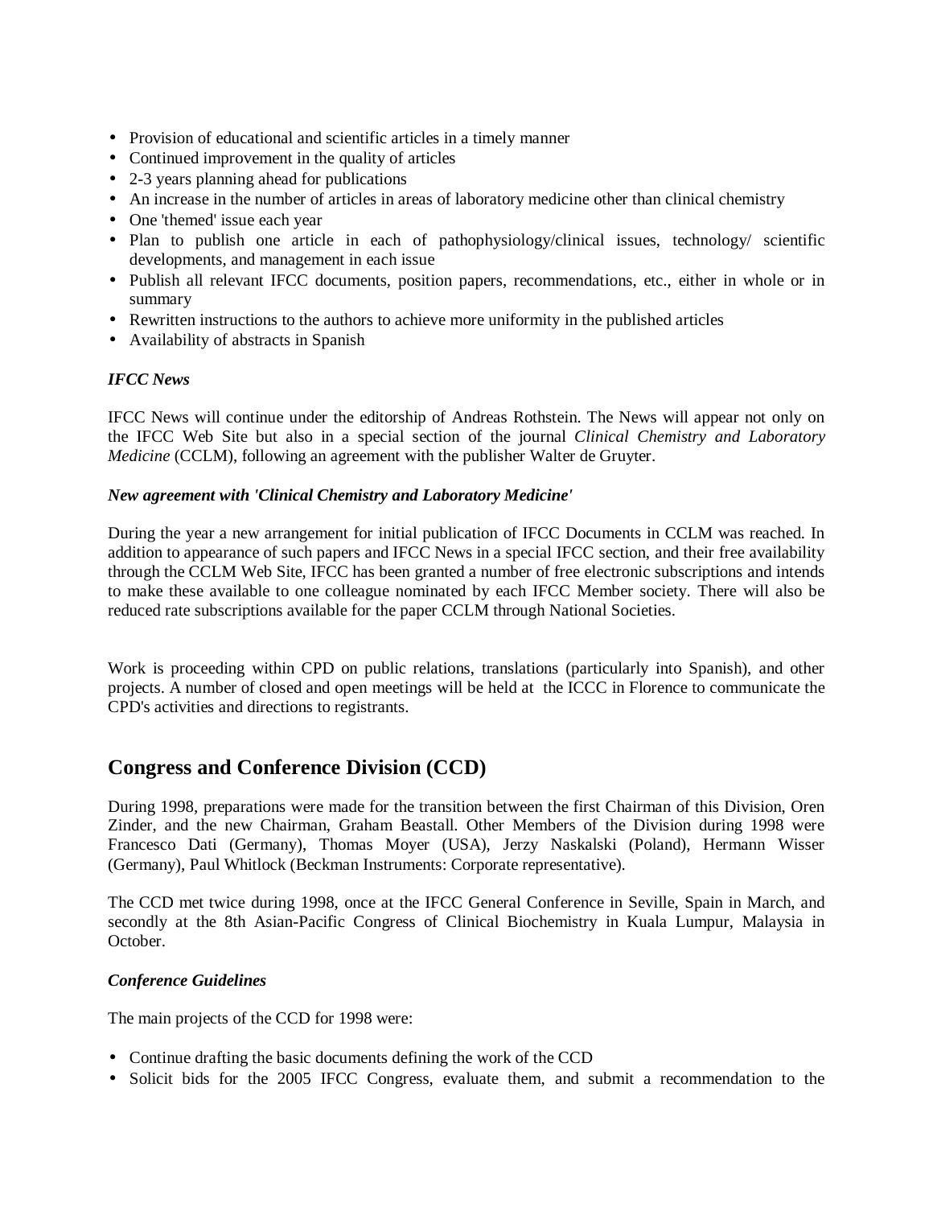- Provision of educational and scientific articles in a timely manner
- Continued improvement in the quality of articles
- 2-3 years planning ahead for publications
- An increase in the number of articles in areas of laboratory medicine other than clinical chemistry
- One 'themed' issue each year
- Plan to publish one article in each of pathophysiology/clinical issues, technology/ scientific developments, and management in each issue
- Publish all relevant IFCC documents, position papers, recommendations, etc., either in whole or in summary
- Rewritten instructions to the authors to achieve more uniformity in the published articles
- Availability of abstracts in Spanish

***IFCC News***

IFCC News will continue under the editorship of Andreas Rothstein. The News will appear not only on the IFCC Web Site but also in a special section of the journal *Clinical Chemistry and Laboratory Medicine* (CCLM), following an agreement with the publisher Walter de Gruyter.

***New agreement with 'Clinical Chemistry and Laboratory Medicine'***

During the year a new arrangement for initial publication of IFCC Documents in CCLM was reached. In addition to appearance of such papers and IFCC News in a special IFCC section, and their free availability through the CCLM Web Site, IFCC has been granted a number of free electronic subscriptions and intends to make these available to one colleague nominated by each IFCC Member society. There will also be reduced rate subscriptions available for the paper CCLM through National Societies.

Work is proceeding within CPD on public relations, translations (particularly into Spanish), and other projects. A number of closed and open meetings will be held at the ICCC in Florence to communicate the CPD's activities and directions to registrants.

## Congress and Conference Division (CCD)

During 1998, preparations were made for the transition between the first Chairman of this Division, Oren Zinder, and the new Chairman, Graham Beastall. Other Members of the Division during 1998 were Francesco Dati (Germany), Thomas Moyer (USA), Jerzy Naskalski (Poland), Hermann Wisser (Germany), Paul Whitlock (Beckman Instruments: Corporate representative).

The CCD met twice during 1998, once at the IFCC General Conference in Seville, Spain in March, and secondly at the 8th Asian-Pacific Congress of Clinical Biochemistry in Kuala Lumpur, Malaysia in October.

***Conference Guidelines***

The main projects of the CCD for 1998 were:

- Continue drafting the basic documents defining the work of the CCD
- Solicit bids for the 2005 IFCC Congress, evaluate them, and submit a recommendation to the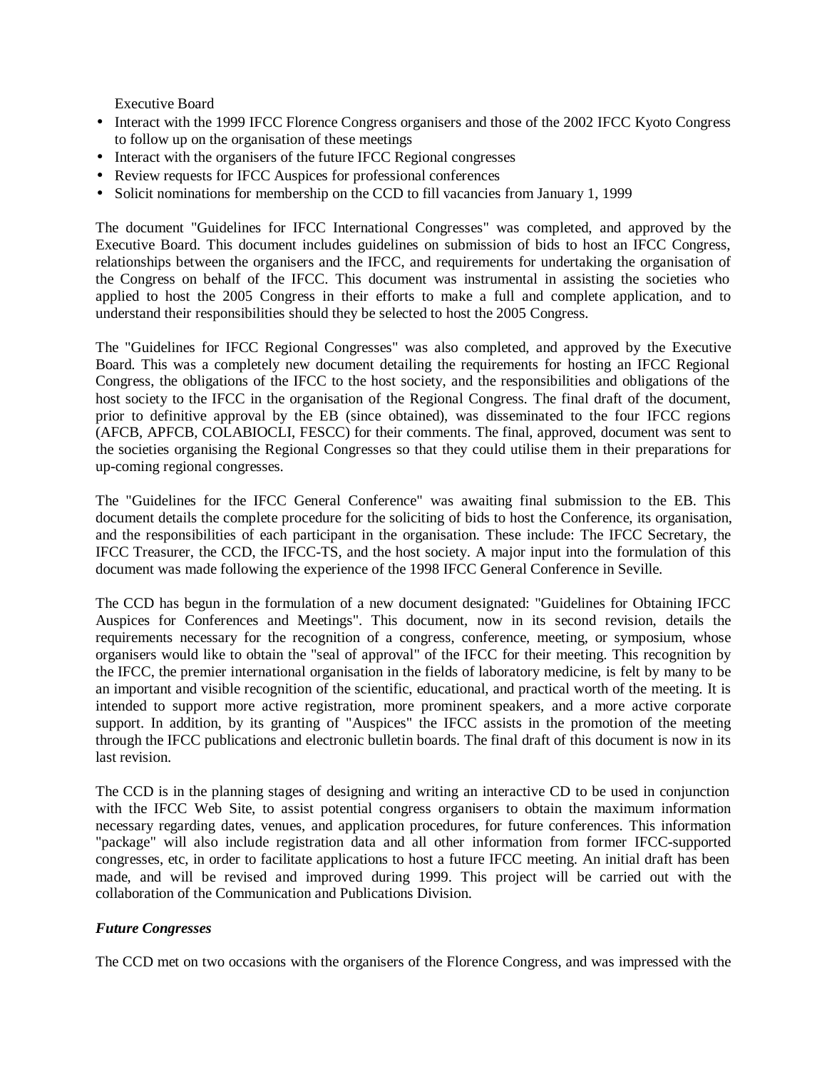Executive Board

- Interact with the 1999 IFCC Florence Congress organisers and those of the 2002 IFCC Kyoto Congress to follow up on the organisation of these meetings
- Interact with the organisers of the future IFCC Regional congresses
- Review requests for IFCC Auspices for professional conferences
- Solicit nominations for membership on the CCD to fill vacancies from January 1, 1999

The document "Guidelines for IFCC International Congresses" was completed, and approved by the Executive Board. This document includes guidelines on submission of bids to host an IFCC Congress, relationships between the organisers and the IFCC, and requirements for undertaking the organisation of the Congress on behalf of the IFCC. This document was instrumental in assisting the societies who applied to host the 2005 Congress in their efforts to make a full and complete application, and to understand their responsibilities should they be selected to host the 2005 Congress.

The "Guidelines for IFCC Regional Congresses" was also completed, and approved by the Executive Board. This was a completely new document detailing the requirements for hosting an IFCC Regional Congress, the obligations of the IFCC to the host society, and the responsibilities and obligations of the host society to the IFCC in the organisation of the Regional Congress. The final draft of the document, prior to definitive approval by the EB (since obtained), was disseminated to the four IFCC regions (AFCB, APFCB, COLABIOCLI, FESCC) for their comments. The final, approved, document was sent to the societies organising the Regional Congresses so that they could utilise them in their preparations for up-coming regional congresses.

The "Guidelines for the IFCC General Conference" was awaiting final submission to the EB. This document details the complete procedure for the soliciting of bids to host the Conference, its organisation, and the responsibilities of each participant in the organisation. These include: The IFCC Secretary, the IFCC Treasurer, the CCD, the IFCC-TS, and the host society. A major input into the formulation of this document was made following the experience of the 1998 IFCC General Conference in Seville.

The CCD has begun in the formulation of a new document designated: "Guidelines for Obtaining IFCC Auspices for Conferences and Meetings". This document, now in its second revision, details the requirements necessary for the recognition of a congress, conference, meeting, or symposium, whose organisers would like to obtain the "seal of approval" of the IFCC for their meeting. This recognition by the IFCC, the premier international organisation in the fields of laboratory medicine, is felt by many to be an important and visible recognition of the scientific, educational, and practical worth of the meeting. It is intended to support more active registration, more prominent speakers, and a more active corporate support. In addition, by its granting of "Auspices" the IFCC assists in the promotion of the meeting through the IFCC publications and electronic bulletin boards. The final draft of this document is now in its last revision.

The CCD is in the planning stages of designing and writing an interactive CD to be used in conjunction with the IFCC Web Site, to assist potential congress organisers to obtain the maximum information necessary regarding dates, venues, and application procedures, for future conferences. This information "package" will also include registration data and all other information from former IFCC-supported congresses, etc, in order to facilitate applications to host a future IFCC meeting. An initial draft has been made, and will be revised and improved during 1999. This project will be carried out with the collaboration of the Communication and Publications Division.

***Future Congresses***

The CCD met on two occasions with the organisers of the Florence Congress, and was impressed with the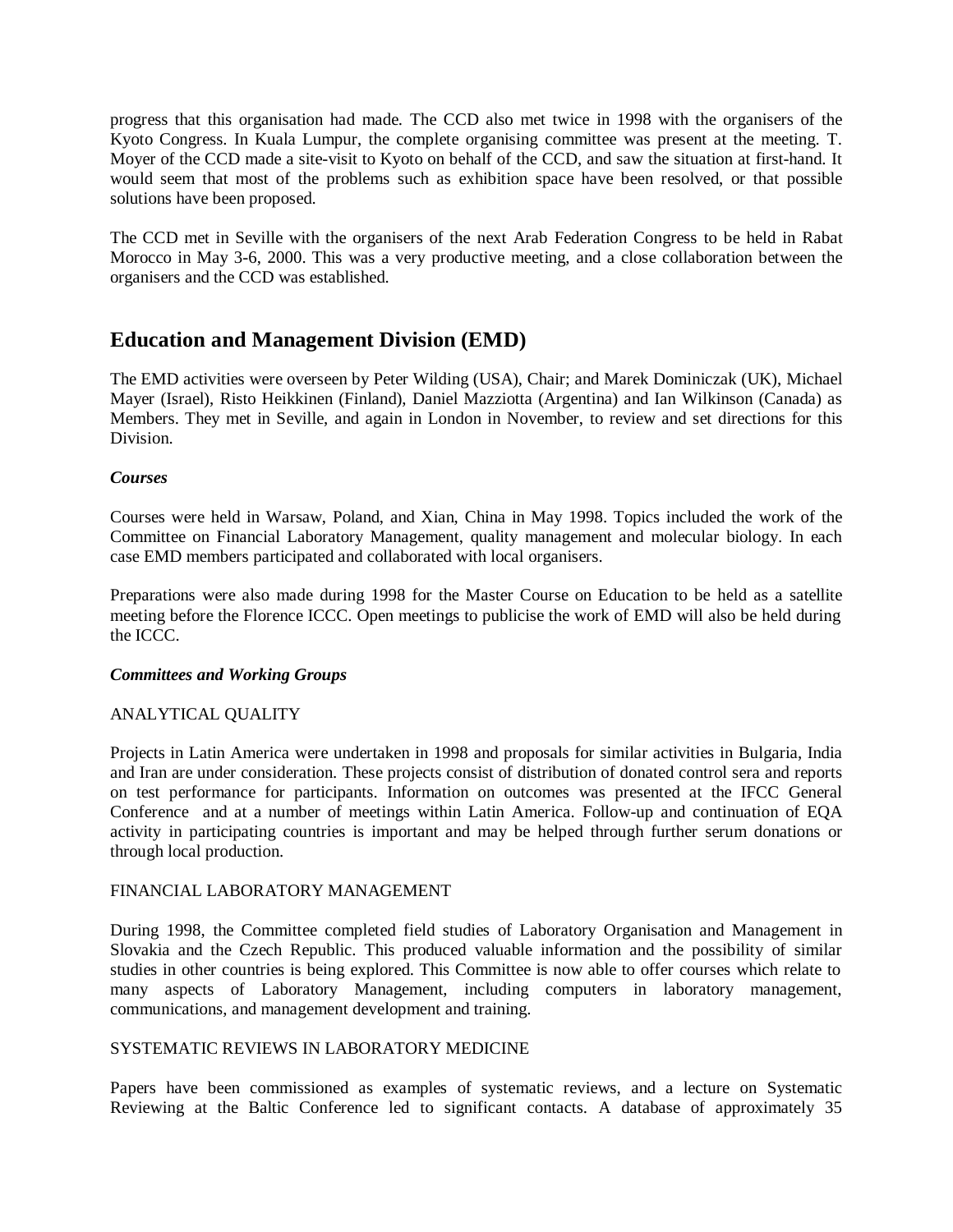progress that this organisation had made. The CCD also met twice in 1998 with the organisers of the Kyoto Congress. In Kuala Lumpur, the complete organising committee was present at the meeting. T. Moyer of the CCD made a site-visit to Kyoto on behalf of the CCD, and saw the situation at first-hand. It would seem that most of the problems such as exhibition space have been resolved, or that possible solutions have been proposed.

The CCD met in Seville with the organisers of the next Arab Federation Congress to be held in Rabat Morocco in May 3-6, 2000. This was a very productive meeting, and a close collaboration between the organisers and the CCD was established.

## Education and Management Division (EMD)

The EMD activities were overseen by Peter Wilding (USA), Chair; and Marek Dominiczak (UK), Michael Mayer (Israel), Risto Heikkinen (Finland), Daniel Mazziotta (Argentina) and Ian Wilkinson (Canada) as Members. They met in Seville, and again in London in November, to review and set directions for this Division.

### *Courses*

Courses were held in Warsaw, Poland, and Xian, China in May 1998. Topics included the work of the Committee on Financial Laboratory Management, quality management and molecular biology. In each case EMD members participated and collaborated with local organisers.

Preparations were also made during 1998 for the Master Course on Education to be held as a satellite meeting before the Florence ICCC. Open meetings to publicise the work of EMD will also be held during the ICCC.

### *Committees and Working Groups*

ANALYTICAL QUALITY

Projects in Latin America were undertaken in 1998 and proposals for similar activities in Bulgaria, India and Iran are under consideration. These projects consist of distribution of donated control sera and reports on test performance for participants. Information on outcomes was presented at the IFCC General Conference and at a number of meetings within Latin America. Follow-up and continuation of EQA activity in participating countries is important and may be helped through further serum donations or through local production.

FINANCIAL LABORATORY MANAGEMENT

During 1998, the Committee completed field studies of Laboratory Organisation and Management in Slovakia and the Czech Republic. This produced valuable information and the possibility of similar studies in other countries is being explored. This Committee is now able to offer courses which relate to many aspects of Laboratory Management, including computers in laboratory management, communications, and management development and training.

SYSTEMATIC REVIEWS IN LABORATORY MEDICINE

Papers have been commissioned as examples of systematic reviews, and a lecture on Systematic Reviewing at the Baltic Conference led to significant contacts. A database of approximately 35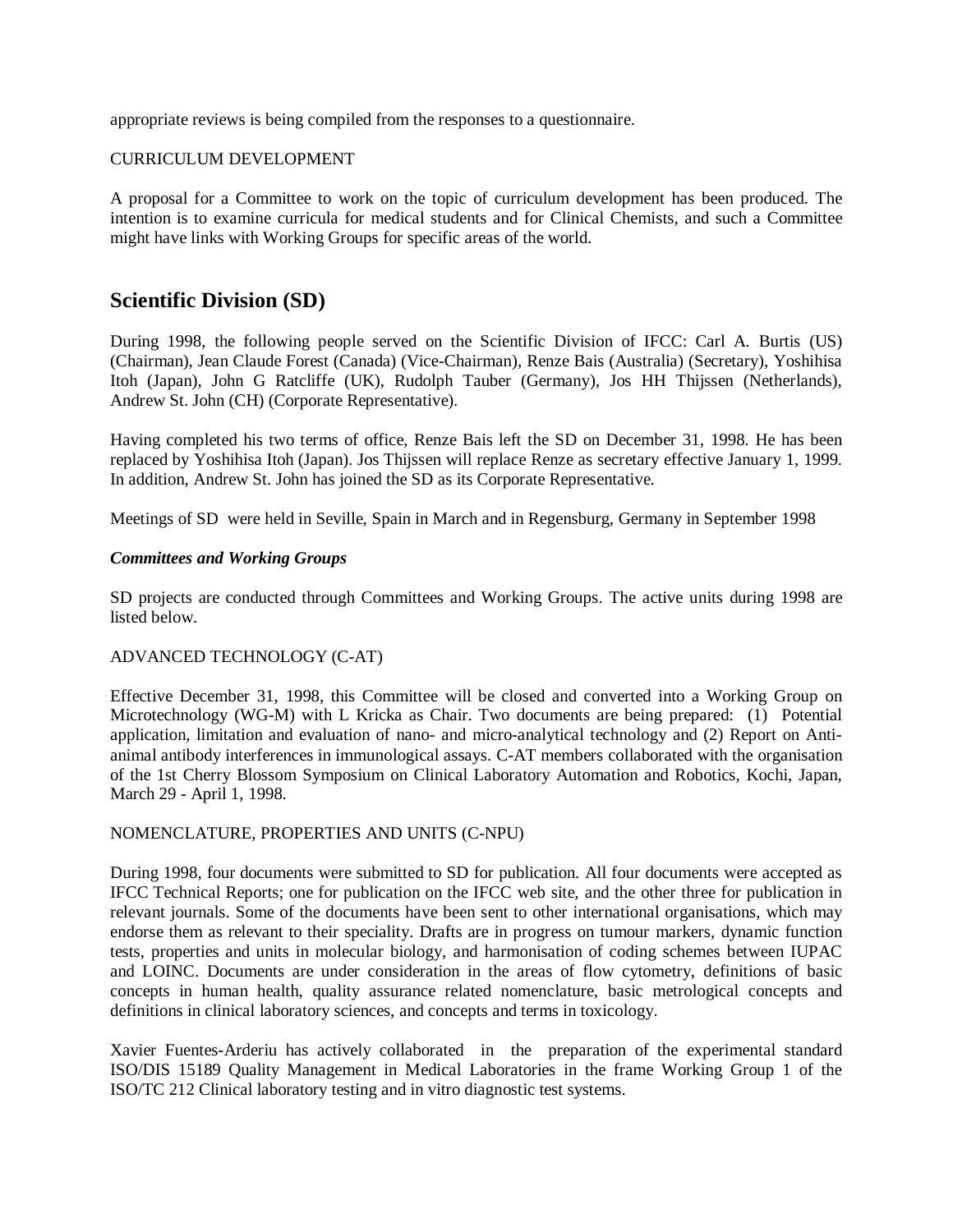appropriate reviews is being compiled from the responses to a questionnaire.

CURRICULUM DEVELOPMENT

A proposal for a Committee to work on the topic of curriculum development has been produced. The intention is to examine curricula for medical students and for Clinical Chemists, and such a Committee might have links with Working Groups for specific areas of the world.

## Scientific Division (SD)

During 1998, the following people served on the Scientific Division of IFCC: Carl A. Burtis (US) (Chairman), Jean Claude Forest (Canada) (Vice-Chairman), Renze Bais (Australia) (Secretary), Yoshihisa Itoh (Japan), John G Ratcliffe (UK), Rudolph Tauber (Germany), Jos HH Thijssen (Netherlands), Andrew St. John (CH) (Corporate Representative).

Having completed his two terms of office, Renze Bais left the SD on December 31, 1998. He has been replaced by Yoshihisa Itoh (Japan). Jos Thijssen will replace Renze as secretary effective January 1, 1999. In addition, Andrew St. John has joined the SD as its Corporate Representative.

Meetings of SD were held in Seville, Spain in March and in Regensburg, Germany in September 1998

### *Committees and Working Groups*

SD projects are conducted through Committees and Working Groups. The active units during 1998 are listed below.

ADVANCED TECHNOLOGY (C-AT)

Effective December 31, 1998, this Committee will be closed and converted into a Working Group on Microtechnology (WG-M) with L Kricka as Chair. Two documents are being prepared: (1) Potential application, limitation and evaluation of nano- and micro-analytical technology and (2) Report on Anti-animal antibody interferences in immunological assays. C-AT members collaborated with the organisation of the 1st Cherry Blossom Symposium on Clinical Laboratory Automation and Robotics, Kochi, Japan, March 29 - April 1, 1998.

NOMENCLATURE, PROPERTIES AND UNITS (C-NPU)

During 1998, four documents were submitted to SD for publication. All four documents were accepted as IFCC Technical Reports; one for publication on the IFCC web site, and the other three for publication in relevant journals. Some of the documents have been sent to other international organisations, which may endorse them as relevant to their speciality. Drafts are in progress on tumour markers, dynamic function tests, properties and units in molecular biology, and harmonisation of coding schemes between IUPAC and LOINC. Documents are under consideration in the areas of flow cytometry, definitions of basic concepts in human health, quality assurance related nomenclature, basic metrological concepts and definitions in clinical laboratory sciences, and concepts and terms in toxicology.

Xavier Fuentes-Arderiu has actively collaborated in the preparation of the experimental standard ISO/DIS 15189 Quality Management in Medical Laboratories in the frame Working Group 1 of the ISO/TC 212 Clinical laboratory testing and in vitro diagnostic test systems.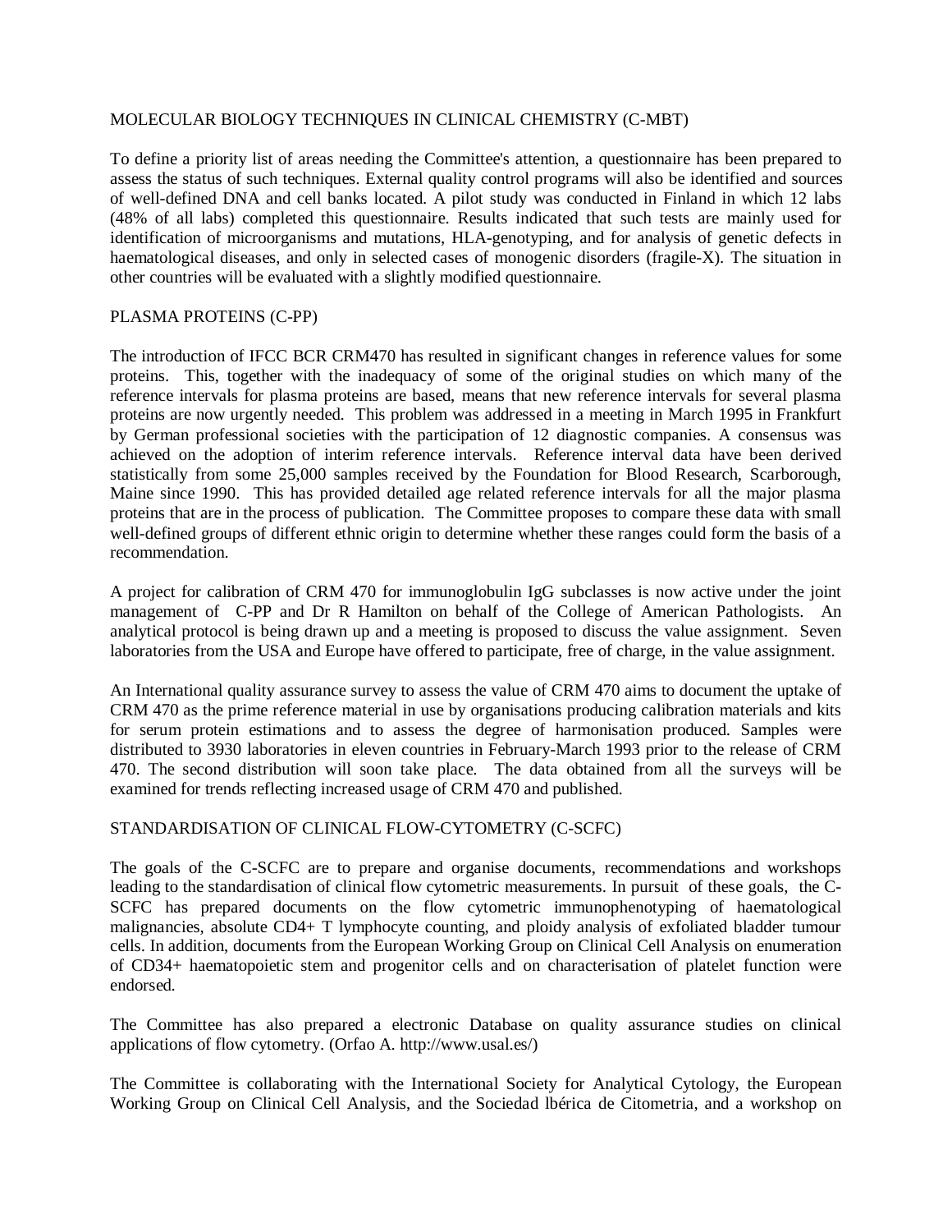MOLECULAR BIOLOGY TECHNIQUES IN CLINICAL CHEMISTRY (C-MBT)

To define a priority list of areas needing the Committee's attention, a questionnaire has been prepared to assess the status of such techniques. External quality control programs will also be identified and sources of well-defined DNA and cell banks located. A pilot study was conducted in Finland in which 12 labs (48% of all labs) completed this questionnaire. Results indicated that such tests are mainly used for identification of microorganisms and mutations, HLA-genotyping, and for analysis of genetic defects in haematological diseases, and only in selected cases of monogenic disorders (fragile-X). The situation in other countries will be evaluated with a slightly modified questionnaire.

PLASMA PROTEINS (C-PP)

The introduction of IFCC BCR CRM470 has resulted in significant changes in reference values for some proteins. This, together with the inadequacy of some of the original studies on which many of the reference intervals for plasma proteins are based, means that new reference intervals for several plasma proteins are now urgently needed. This problem was addressed in a meeting in March 1995 in Frankfurt by German professional societies with the participation of 12 diagnostic companies. A consensus was achieved on the adoption of interim reference intervals. Reference interval data have been derived statistically from some 25,000 samples received by the Foundation for Blood Research, Scarborough, Maine since 1990. This has provided detailed age related reference intervals for all the major plasma proteins that are in the process of publication. The Committee proposes to compare these data with small well-defined groups of different ethnic origin to determine whether these ranges could form the basis of a recommendation.

A project for calibration of CRM 470 for immunoglobulin IgG subclasses is now active under the joint management of C-PP and Dr R Hamilton on behalf of the College of American Pathologists. An analytical protocol is being drawn up and a meeting is proposed to discuss the value assignment. Seven laboratories from the USA and Europe have offered to participate, free of charge, in the value assignment.

An International quality assurance survey to assess the value of CRM 470 aims to document the uptake of CRM 470 as the prime reference material in use by organisations producing calibration materials and kits for serum protein estimations and to assess the degree of harmonisation produced. Samples were distributed to 3930 laboratories in eleven countries in February-March 1993 prior to the release of CRM 470. The second distribution will soon take place. The data obtained from all the surveys will be examined for trends reflecting increased usage of CRM 470 and published.

STANDARDISATION OF CLINICAL FLOW-CYTOMETRY (C-SCFC)

The goals of the C-SCFC are to prepare and organise documents, recommendations and workshops leading to the standardisation of clinical flow cytometric measurements. In pursuit of these goals, the C-SCFC has prepared documents on the flow cytometric immunophenotyping of haematological malignancies, absolute CD4+ T lymphocyte counting, and ploidy analysis of exfoliated bladder tumour cells. In addition, documents from the European Working Group on Clinical Cell Analysis on enumeration of CD34+ haematopoietic stem and progenitor cells and on characterisation of platelet function were endorsed.

The Committee has also prepared a electronic Database on quality assurance studies on clinical applications of flow cytometry. (Orfao A. http://www.usal.es/)

The Committee is collaborating with the International Society for Analytical Cytology, the European Working Group on Clinical Cell Analysis, and the Sociedad Ibérica de Citometria, and a workshop on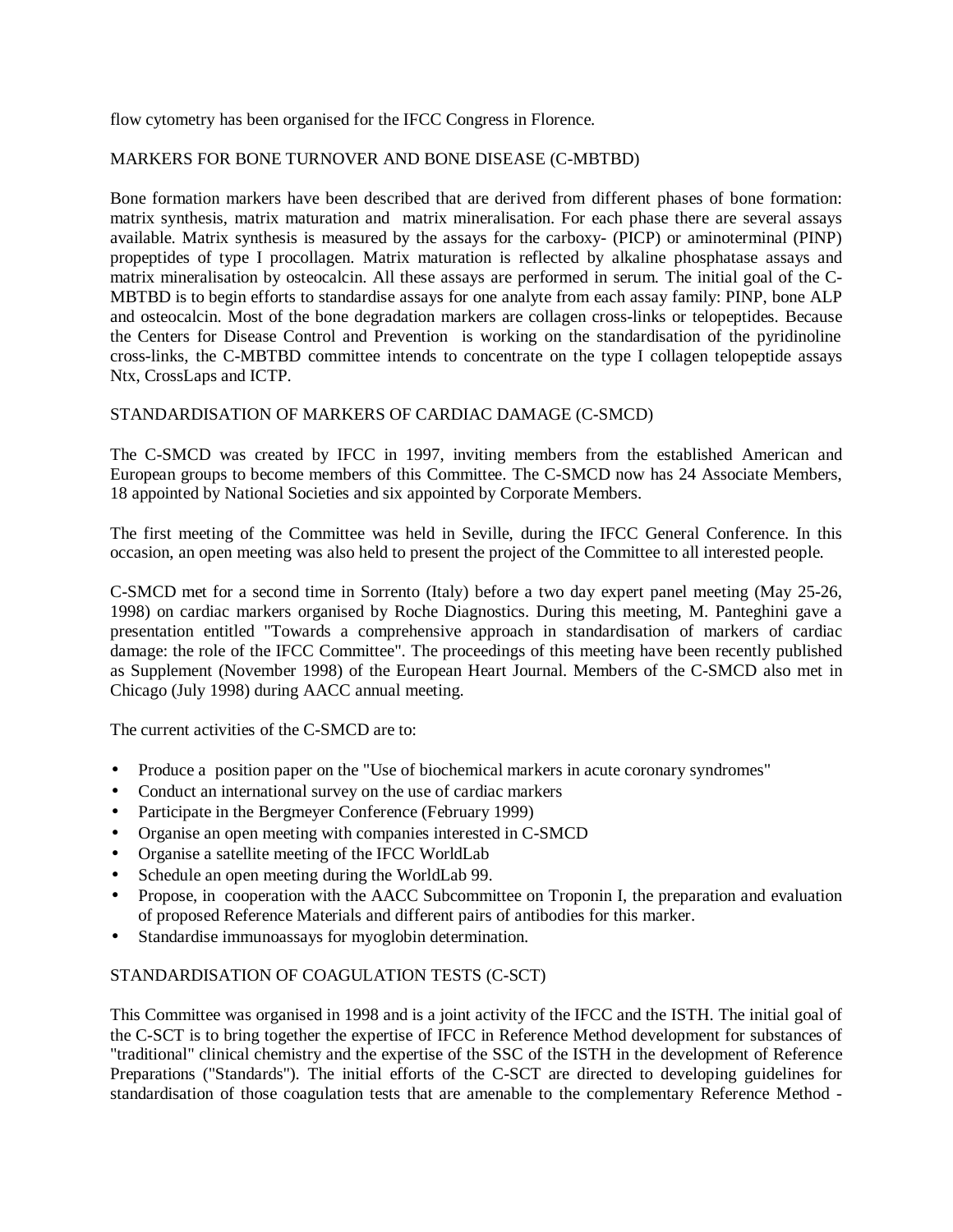flow cytometry has been organised for the IFCC Congress in Florence.

## MARKERS FOR BONE TURNOVER AND BONE DISEASE (C-MBTBD)

Bone formation markers have been described that are derived from different phases of bone formation: matrix synthesis, matrix maturation and matrix mineralisation. For each phase there are several assays available. Matrix synthesis is measured by the assays for the carboxy- (PICP) or aminoterminal (PINP) propeptides of type I procollagen. Matrix maturation is reflected by alkaline phosphatase assays and matrix mineralisation by osteocalcin. All these assays are performed in serum. The initial goal of the C-MBTBD is to begin efforts to standardise assays for one analyte from each assay family: PINP, bone ALP and osteocalcin. Most of the bone degradation markers are collagen cross-links or telopeptides. Because the Centers for Disease Control and Prevention is working on the standardisation of the pyridinoline cross-links, the C-MBTBD committee intends to concentrate on the type I collagen telopeptide assays Ntx, CrossLaps and ICTP.

## STANDARDISATION OF MARKERS OF CARDIAC DAMAGE (C-SMCD)

The C-SMCD was created by IFCC in 1997, inviting members from the established American and European groups to become members of this Committee. The C-SMCD now has 24 Associate Members, 18 appointed by National Societies and six appointed by Corporate Members.

The first meeting of the Committee was held in Seville, during the IFCC General Conference. In this occasion, an open meeting was also held to present the project of the Committee to all interested people.

C-SMCD met for a second time in Sorrento (Italy) before a two day expert panel meeting (May 25-26, 1998) on cardiac markers organised by Roche Diagnostics. During this meeting, M. Panteghini gave a presentation entitled "Towards a comprehensive approach in standardisation of markers of cardiac damage: the role of the IFCC Committee". The proceedings of this meeting have been recently published as Supplement (November 1998) of the European Heart Journal. Members of the C-SMCD also met in Chicago (July 1998) during AACC annual meeting.

The current activities of the C-SMCD are to:

- Produce a position paper on the "Use of biochemical markers in acute coronary syndromes"
- Conduct an international survey on the use of cardiac markers
- Participate in the Bergmeyer Conference (February 1999)
- Organise an open meeting with companies interested in C-SMCD
- Organise a satellite meeting of the IFCC WorldLab
- Schedule an open meeting during the WorldLab 99.
- Propose, in cooperation with the AACC Subcommittee on Troponin I, the preparation and evaluation of proposed Reference Materials and different pairs of antibodies for this marker.
- Standardise immunoassays for myoglobin determination.

## STANDARDISATION OF COAGULATION TESTS (C-SCT)

This Committee was organised in 1998 and is a joint activity of the IFCC and the ISTH. The initial goal of the C-SCT is to bring together the expertise of IFCC in Reference Method development for substances of "traditional" clinical chemistry and the expertise of the SSC of the ISTH in the development of Reference Preparations ("Standards"). The initial efforts of the C-SCT are directed to developing guidelines for standardisation of those coagulation tests that are amenable to the complementary Reference Method -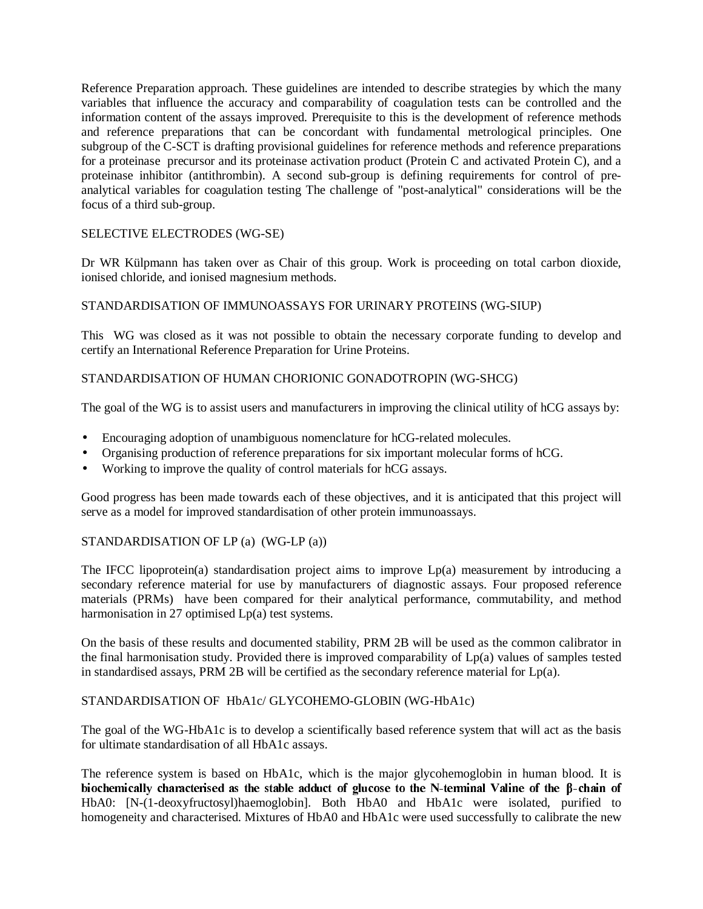Reference Preparation approach. These guidelines are intended to describe strategies by which the many variables that influence the accuracy and comparability of coagulation tests can be controlled and the information content of the assays improved. Prerequisite to this is the development of reference methods and reference preparations that can be concordant with fundamental metrological principles. One subgroup of the C-SCT is drafting provisional guidelines for reference methods and reference preparations for a proteinase precursor and its proteinase activation product (Protein C and activated Protein C), and a proteinase inhibitor (antithrombin). A second sub-group is defining requirements for control of pre-analytical variables for coagulation testing The challenge of "post-analytical" considerations will be the focus of a third sub-group.

## SELECTIVE ELECTRODES (WG-SE)

Dr WR Külpmann has taken over as Chair of this group. Work is proceeding on total carbon dioxide, ionised chloride, and ionised magnesium methods.

## STANDARDISATION OF IMMUNOASSAYS FOR URINARY PROTEINS (WG-SIUP)

This WG was closed as it was not possible to obtain the necessary corporate funding to develop and certify an International Reference Preparation for Urine Proteins.

## STANDARDISATION OF HUMAN CHORIONIC GONADOTROPIN (WG-SHCG)

The goal of the WG is to assist users and manufacturers in improving the clinical utility of hCG assays by:

- Encouraging adoption of unambiguous nomenclature for hCG-related molecules.
- Organising production of reference preparations for six important molecular forms of hCG.
- Working to improve the quality of control materials for hCG assays.

Good progress has been made towards each of these objectives, and it is anticipated that this project will serve as a model for improved standardisation of other protein immunoassays.

## STANDARDISATION OF LP (a) (WG-LP (a))

The IFCC lipoprotein(a) standardisation project aims to improve Lp(a) measurement by introducing a secondary reference material for use by manufacturers of diagnostic assays. Four proposed reference materials (PRMs) have been compared for their analytical performance, commutability, and method harmonisation in 27 optimised Lp(a) test systems.

On the basis of these results and documented stability, PRM 2B will be used as the common calibrator in the final harmonisation study. Provided there is improved comparability of Lp(a) values of samples tested in standardised assays, PRM 2B will be certified as the secondary reference material for Lp(a).

## STANDARDISATION OF HbA1c/ GLYCOHEMO-GLOBIN (WG-HbA1c)

The goal of the WG-HbA1c is to develop a scientifically based reference system that will act as the basis for ultimate standardisation of all HbA1c assays.

The reference system is based on HbA1c, which is the major glycohemoglobin in human blood. It is **biochemically characterised as the stable adduct of glucose to the N-terminal Valine of the β-chain of** HbA0: [N-(1-deoxyfructosyl)haemoglobin]. Both HbA0 and HbA1c were isolated, purified to homogeneity and characterised. Mixtures of HbA0 and HbA1c were used successfully to calibrate the new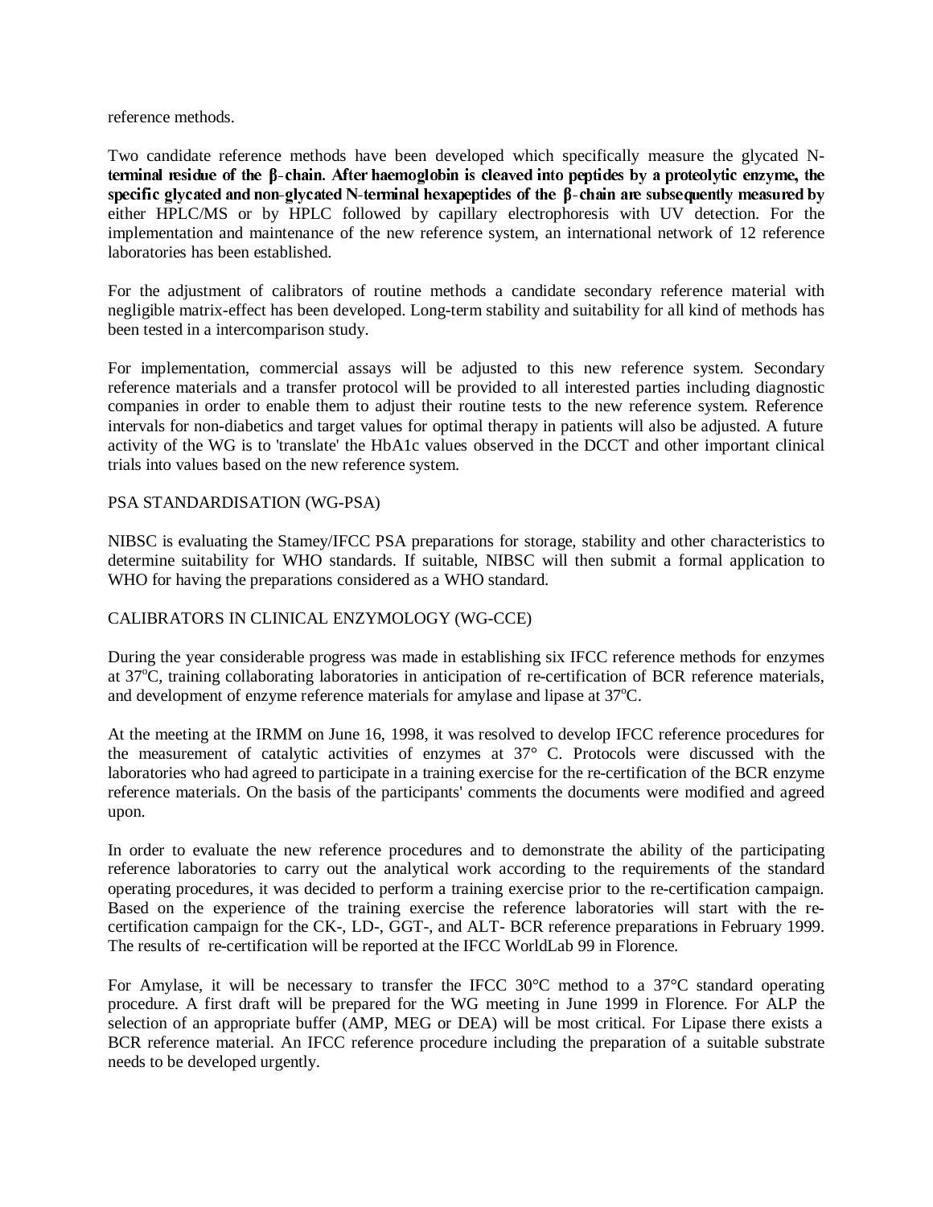reference methods.

Two candidate reference methods have been developed which specifically measure the glycated N-terminal residue of the β-chain. After haemoglobin is cleaved into peptides by a proteolytic enzyme, the specific glycated and non-glycated N-terminal hexapeptides of the β-chain are subsequently measured by either HPLC/MS or by HPLC followed by capillary electrophoresis with UV detection. For the implementation and maintenance of the new reference system, an international network of 12 reference laboratories has been established.

For the adjustment of calibrators of routine methods a candidate secondary reference material with negligible matrix-effect has been developed. Long-term stability and suitability for all kind of methods has been tested in a intercomparison study.

For implementation, commercial assays will be adjusted to this new reference system. Secondary reference materials and a transfer protocol will be provided to all interested parties including diagnostic companies in order to enable them to adjust their routine tests to the new reference system. Reference intervals for non-diabetics and target values for optimal therapy in patients will also be adjusted. A future activity of the WG is to 'translate' the HbA1c values observed in the DCCT and other important clinical trials into values based on the new reference system.

PSA STANDARDISATION (WG-PSA)

NIBSC is evaluating the Stamey/IFCC PSA preparations for storage, stability and other characteristics to determine suitability for WHO standards. If suitable, NIBSC will then submit a formal application to WHO for having the preparations considered as a WHO standard.

CALIBRATORS IN CLINICAL ENZYMOLOGY (WG-CCE)

During the year considerable progress was made in establishing six IFCC reference methods for enzymes at 37°C, training collaborating laboratories in anticipation of re-certification of BCR reference materials, and development of enzyme reference materials for amylase and lipase at 37°C.

At the meeting at the IRMM on June 16, 1998, it was resolved to develop IFCC reference procedures for the measurement of catalytic activities of enzymes at 37° C. Protocols were discussed with the laboratories who had agreed to participate in a training exercise for the re-certification of the BCR enzyme reference materials. On the basis of the participants' comments the documents were modified and agreed upon.

In order to evaluate the new reference procedures and to demonstrate the ability of the participating reference laboratories to carry out the analytical work according to the requirements of the standard operating procedures, it was decided to perform a training exercise prior to the re-certification campaign. Based on the experience of the training exercise the reference laboratories will start with the re-certification campaign for the CK-, LD-, GGT-, and ALT- BCR reference preparations in February 1999. The results of re-certification will be reported at the IFCC WorldLab 99 in Florence.

For Amylase, it will be necessary to transfer the IFCC 30°C method to a 37°C standard operating procedure. A first draft will be prepared for the WG meeting in June 1999 in Florence. For ALP the selection of an appropriate buffer (AMP, MEG or DEA) will be most critical. For Lipase there exists a BCR reference material. An IFCC reference procedure including the preparation of a suitable substrate needs to be developed urgently.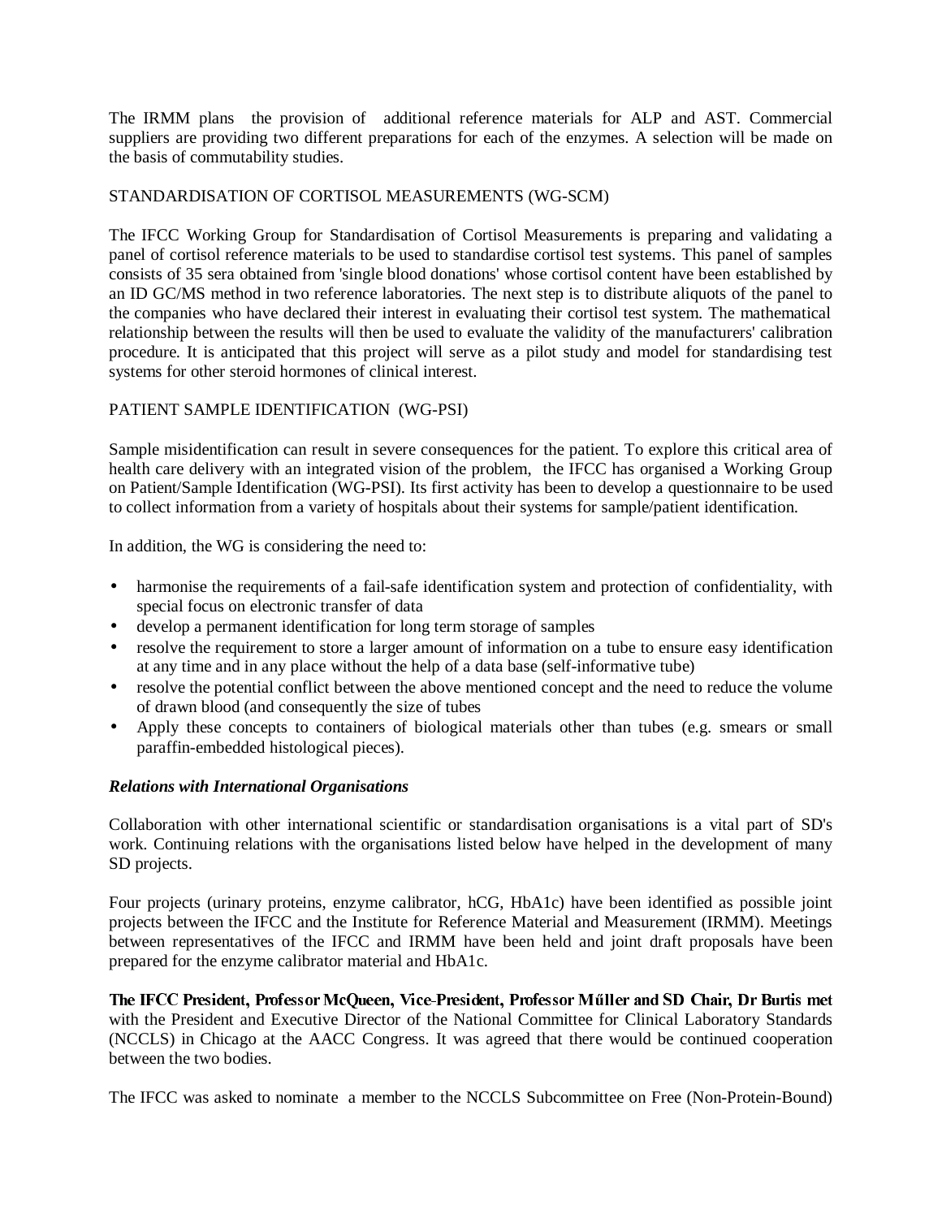The IRMM plans the provision of additional reference materials for ALP and AST. Commercial suppliers are providing two different preparations for each of the enzymes. A selection will be made on the basis of commutability studies.

STANDARDISATION OF CORTISOL MEASUREMENTS (WG-SCM)

The IFCC Working Group for Standardisation of Cortisol Measurements is preparing and validating a panel of cortisol reference materials to be used to standardise cortisol test systems. This panel of samples consists of 35 sera obtained from 'single blood donations' whose cortisol content have been established by an ID GC/MS method in two reference laboratories. The next step is to distribute aliquots of the panel to the companies who have declared their interest in evaluating their cortisol test system. The mathematical relationship between the results will then be used to evaluate the validity of the manufacturers' calibration procedure. It is anticipated that this project will serve as a pilot study and model for standardising test systems for other steroid hormones of clinical interest.

PATIENT SAMPLE IDENTIFICATION (WG-PSI)

Sample misidentification can result in severe consequences for the patient. To explore this critical area of health care delivery with an integrated vision of the problem, the IFCC has organised a Working Group on Patient/Sample Identification (WG-PSI). Its first activity has been to develop a questionnaire to be used to collect information from a variety of hospitals about their systems for sample/patient identification.

In addition, the WG is considering the need to:

- harmonise the requirements of a fail-safe identification system and protection of confidentiality, with special focus on electronic transfer of data
- develop a permanent identification for long term storage of samples
- resolve the requirement to store a larger amount of information on a tube to ensure easy identification at any time and in any place without the help of a data base (self-informative tube)
- resolve the potential conflict between the above mentioned concept and the need to reduce the volume of drawn blood (and consequently the size of tubes
- Apply these concepts to containers of biological materials other than tubes (e.g. smears or small paraffin-embedded histological pieces).

***Relations with International Organisations***

Collaboration with other international scientific or standardisation organisations is a vital part of SD's work. Continuing relations with the organisations listed below have helped in the development of many SD projects.

Four projects (urinary proteins, enzyme calibrator, hCG, HbA1c) have been identified as possible joint projects between the IFCC and the Institute for Reference Material and Measurement (IRMM). Meetings between representatives of the IFCC and IRMM have been held and joint draft proposals have been prepared for the enzyme calibrator material and HbA1c.

**The IFCC President, Professor McQueen, Vice-President, Professor Műller and SD Chair, Dr Burtis met** with the President and Executive Director of the National Committee for Clinical Laboratory Standards (NCCLS) in Chicago at the AACC Congress. It was agreed that there would be continued cooperation between the two bodies.

The IFCC was asked to nominate a member to the NCCLS Subcommittee on Free (Non-Protein-Bound)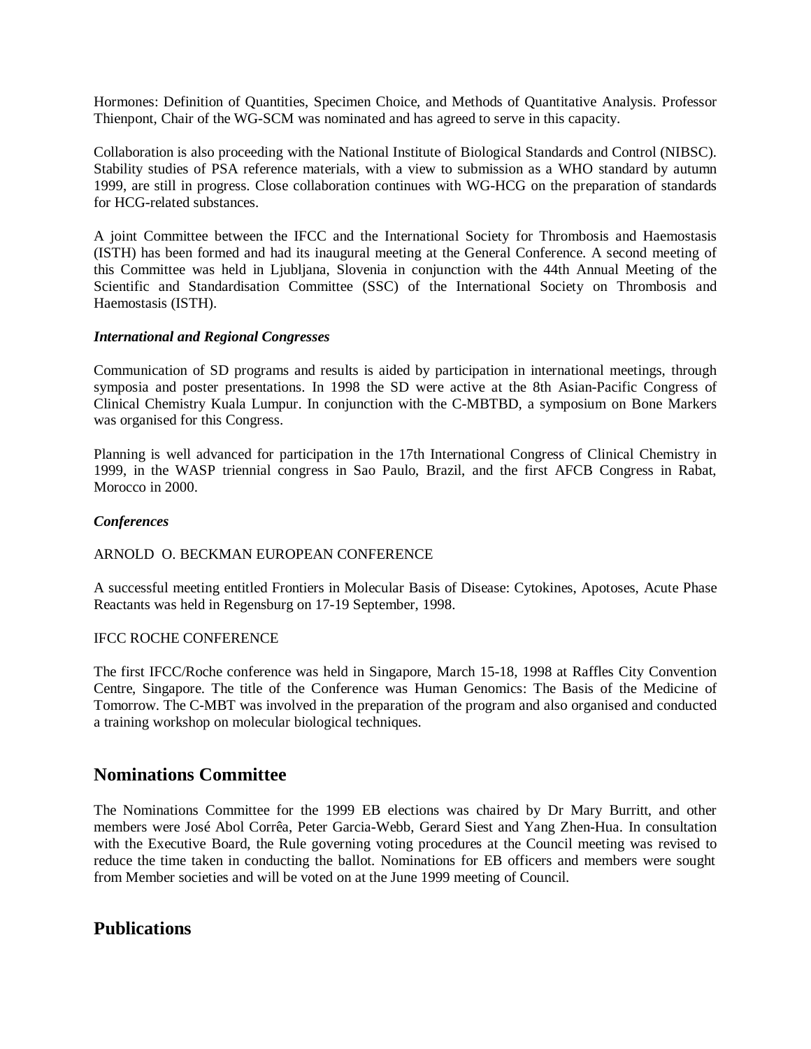Hormones: Definition of Quantities, Specimen Choice, and Methods of Quantitative Analysis. Professor Thienpont, Chair of the WG-SCM was nominated and has agreed to serve in this capacity.

Collaboration is also proceeding with the National Institute of Biological Standards and Control (NIBSC). Stability studies of PSA reference materials, with a view to submission as a WHO standard by autumn 1999, are still in progress. Close collaboration continues with WG-HCG on the preparation of standards for HCG-related substances.

A joint Committee between the IFCC and the International Society for Thrombosis and Haemostasis (ISTH) has been formed and had its inaugural meeting at the General Conference. A second meeting of this Committee was held in Ljubljana, Slovenia in conjunction with the 44th Annual Meeting of the Scientific and Standardisation Committee (SSC) of the International Society on Thrombosis and Haemostasis (ISTH).

***International and Regional Congresses***

Communication of SD programs and results is aided by participation in international meetings, through symposia and poster presentations. In 1998 the SD were active at the 8th Asian-Pacific Congress of Clinical Chemistry Kuala Lumpur. In conjunction with the C-MBTBD, a symposium on Bone Markers was organised for this Congress.

Planning is well advanced for participation in the 17th International Congress of Clinical Chemistry in 1999, in the WASP triennial congress in Sao Paulo, Brazil, and the first AFCB Congress in Rabat, Morocco in 2000.

***Conferences***

ARNOLD O. BECKMAN EUROPEAN CONFERENCE

A successful meeting entitled Frontiers in Molecular Basis of Disease: Cytokines, Apotoses, Acute Phase Reactants was held in Regensburg on 17-19 September, 1998.

IFCC ROCHE CONFERENCE

The first IFCC/Roche conference was held in Singapore, March 15-18, 1998 at Raffles City Convention Centre, Singapore. The title of the Conference was Human Genomics: The Basis of the Medicine of Tomorrow. The C-MBT was involved in the preparation of the program and also organised and conducted a training workshop on molecular biological techniques.

## Nominations Committee

The Nominations Committee for the 1999 EB elections was chaired by Dr Mary Burritt, and other members were José Abol Corrêa, Peter Garcia-Webb, Gerard Siest and Yang Zhen-Hua. In consultation with the Executive Board, the Rule governing voting procedures at the Council meeting was revised to reduce the time taken in conducting the ballot. Nominations for EB officers and members were sought from Member societies and will be voted on at the June 1999 meeting of Council.

## Publications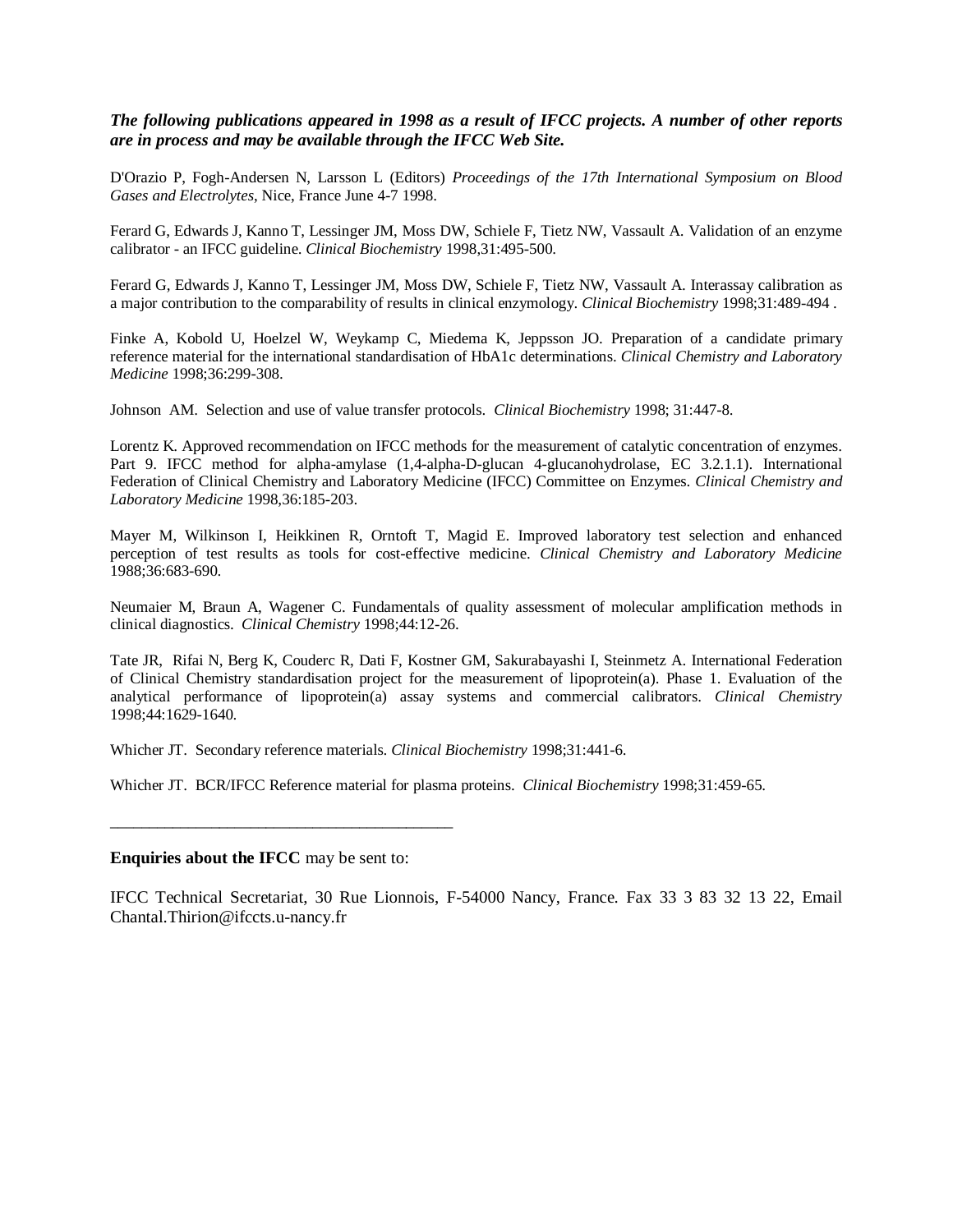***The following publications appeared in 1998 as a result of IFCC projects. A number of other reports are in process and may be available through the IFCC Web Site.***

D'Orazio P, Fogh-Andersen N, Larsson L (Editors) *Proceedings of the 17th International Symposium on Blood Gases and Electrolytes*, Nice, France June 4-7 1998.

Ferard G, Edwards J, Kanno T, Lessinger JM, Moss DW, Schiele F, Tietz NW, Vassault A. Validation of an enzyme calibrator - an IFCC guideline. *Clinical Biochemistry* 1998,31:495-500.

Ferard G, Edwards J, Kanno T, Lessinger JM, Moss DW, Schiele F, Tietz NW, Vassault A. Interassay calibration as a major contribution to the comparability of results in clinical enzymology. *Clinical Biochemistry* 1998;31:489-494 .

Finke A, Kobold U, Hoelzel W, Weykamp C, Miedema K, Jeppsson JO. Preparation of a candidate primary reference material for the international standardisation of HbA1c determinations. *Clinical Chemistry and Laboratory Medicine* 1998;36:299-308.

Johnson AM. Selection and use of value transfer protocols. *Clinical Biochemistry* 1998; 31:447-8.

Lorentz K. Approved recommendation on IFCC methods for the measurement of catalytic concentration of enzymes. Part 9. IFCC method for alpha-amylase (1,4-alpha-D-glucan 4-glucanohydrolase, EC 3.2.1.1). International Federation of Clinical Chemistry and Laboratory Medicine (IFCC) Committee on Enzymes. *Clinical Chemistry and Laboratory Medicine* 1998,36:185-203.

Mayer M, Wilkinson I, Heikkinen R, Orntoft T, Magid E. Improved laboratory test selection and enhanced perception of test results as tools for cost-effective medicine. *Clinical Chemistry and Laboratory Medicine* 1988;36:683-690.

Neumaier M, Braun A, Wagener C. Fundamentals of quality assessment of molecular amplification methods in clinical diagnostics. *Clinical Chemistry* 1998;44:12-26.

Tate JR, Rifai N, Berg K, Couderc R, Dati F, Kostner GM, Sakurabayashi I, Steinmetz A. International Federation of Clinical Chemistry standardisation project for the measurement of lipoprotein(a). Phase 1. Evaluation of the analytical performance of lipoprotein(a) assay systems and commercial calibrators. *Clinical Chemistry* 1998;44:1629-1640.

Whicher JT. Secondary reference materials. *Clinical Biochemistry* 1998;31:441-6.

Whicher JT. BCR/IFCC Reference material for plasma proteins. *Clinical Biochemistry* 1998;31:459-65.

---

**Enquiries about the IFCC** may be sent to:

IFCC Technical Secretariat, 30 Rue Lionnois, F-54000 Nancy, France. Fax 33 3 83 32 13 22, Email Chantal.Thirion@ifccts.u-nancy.fr